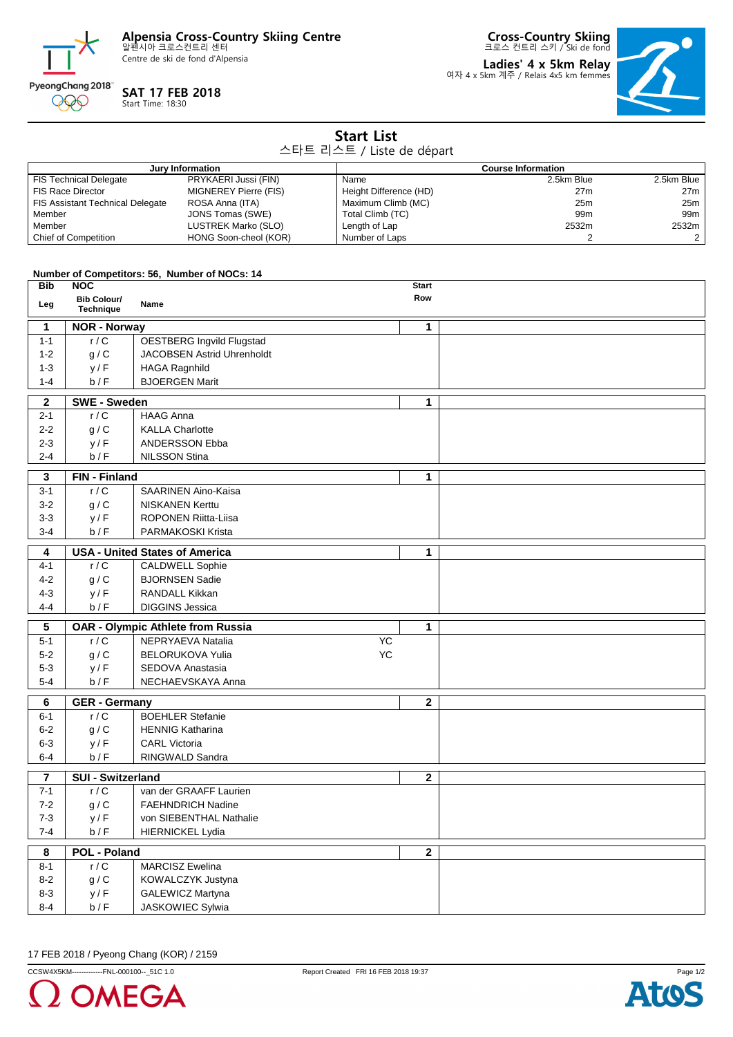**Alpensia Cross-Country Skiing Centre**
알펜시아 크로스컨트리 센터
Centre de ski de fond d'Alpensia

**SAT 17 FEB 2018**
Start Time: 18:30

**Cross-Country Skiing**
크로스 컨트리 스키 / Ski de fond

**Ladies' 4 x 5km Relay**
여자 4 x 5km 계주 / Relais 4x5 km femmes

# Start List
스타트 리스트 / Liste de départ

| Jury Information | | Course Information | | |
|---|---|---|---|---|
| FIS Technical Delegate | PRYKAERI Jussi (FIN) | Name | 2.5km Blue | 2.5km Blue |
| FIS Race Director | MIGNEREY Pierre (FIS) | Height Difference (HD) | 27m | 27m |
| FIS Assistant Technical Delegate | ROSA Anna (ITA) | Maximum Climb (MC) | 25m | 25m |
| Member | JONS Tomas (SWE) | Total Climb (TC) | 99m | 99m |
| Member | LUSTREK Marko (SLO) | Length of Lap | 2532m | 2532m |
| Chief of Competition | HONG Soon-cheol (KOR) | Number of Laps | 2 | 2 |

**Number of Competitors: 56, Number of NOCs: 14**

| Bib / Leg | NOC / Bib Colour/ Technique | Name | | Start Row |
|---|---|---|---|---|
| **1** | **NOR - Norway** | | | **1** |
| 1-1 | r / C | OESTBERG Ingvild Flugstad | | |
| 1-2 | g / C | JACOBSEN Astrid Uhrenholdt | | |
| 1-3 | y / F | HAGA Ragnhild | | |
| 1-4 | b / F | BJOERGEN Marit | | |
| **2** | **SWE - Sweden** | | | **1** |
| 2-1 | r / C | HAAG Anna | | |
| 2-2 | g / C | KALLA Charlotte | | |
| 2-3 | y / F | ANDERSSON Ebba | | |
| 2-4 | b / F | NILSSON Stina | | |
| **3** | **FIN - Finland** | | | **1** |
| 3-1 | r / C | SAARINEN Aino-Kaisa | | |
| 3-2 | g / C | NISKANEN Kerttu | | |
| 3-3 | y / F | ROPONEN Riitta-Liisa | | |
| 3-4 | b / F | PARMAKOSKI Krista | | |
| **4** | **USA - United States of America** | | | **1** |
| 4-1 | r / C | CALDWELL Sophie | | |
| 4-2 | g / C | BJORNSEN Sadie | | |
| 4-3 | y / F | RANDALL Kikkan | | |
| 4-4 | b / F | DIGGINS Jessica | | |
| **5** | **OAR - Olympic Athlete from Russia** | | | **1** |
| 5-1 | r / C | NEPRYAEVA Natalia | YC | |
| 5-2 | g / C | BELORUKOVA Yulia | YC | |
| 5-3 | y / F | SEDOVA Anastasia | | |
| 5-4 | b / F | NECHAEVSKAYA Anna | | |
| **6** | **GER - Germany** | | | **2** |
| 6-1 | r / C | BOEHLER Stefanie | | |
| 6-2 | g / C | HENNIG Katharina | | |
| 6-3 | y / F | CARL Victoria | | |
| 6-4 | b / F | RINGWALD Sandra | | |
| **7** | **SUI - Switzerland** | | | **2** |
| 7-1 | r / C | van der GRAAFF Laurien | | |
| 7-2 | g / C | FAEHNDRICH Nadine | | |
| 7-3 | y / F | von SIEBENTHAL Nathalie | | |
| 7-4 | b / F | HIERNICKEL Lydia | | |
| **8** | **POL - Poland** | | | **2** |
| 8-1 | r / C | MARCISZ Ewelina | | |
| 8-2 | g / C | KOWALCZYK Justyna | | |
| 8-3 | y / F | GALEWICZ Martyna | | |
| 8-4 | b / F | JASKOWIEC Sylwia | | |

17 FEB 2018 / Pyeong Chang (KOR) / 2159

CCSW4X5KM-------------FNL-000100--_51C 1.0 Report Created FRI 16 FEB 2018 19:37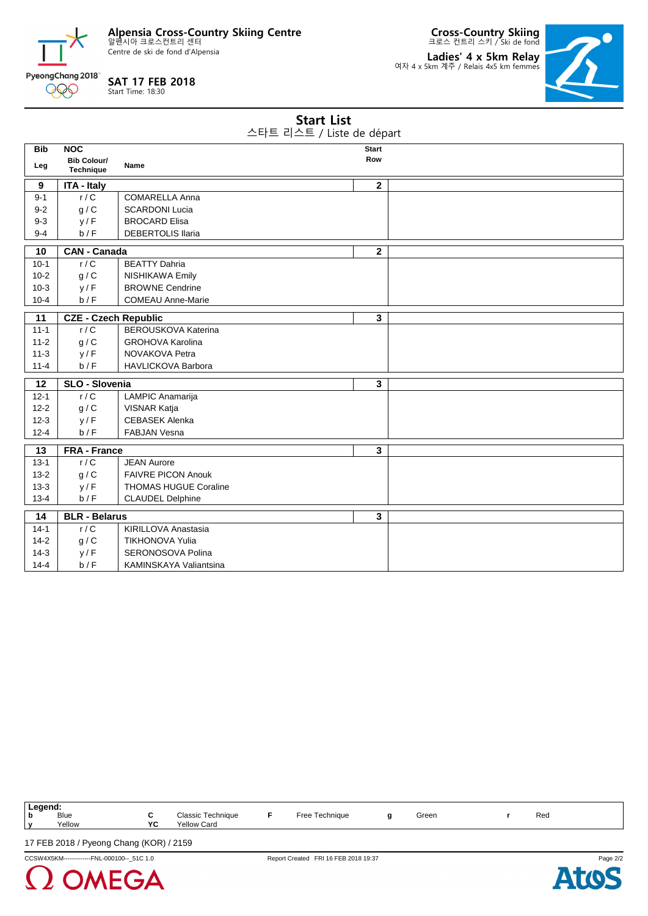Alpensia Cross-Country Skiing Centre
알펜시아 크로스컨트리 센터
Centre de ski de fond d'Alpensia

SAT 17 FEB 2018
Start Time: 18:30

Cross-Country Skiing
크로스 컨트리 스키 / Ski de fond

Ladies' 4 x 5km Relay
여자 4 x 5km 계주 / Relais 4x5 km femmes

# Start List
스타트 리스트 / Liste de départ

| Bib / Leg | NOC / Bib Colour/ Technique | Name | Start Row |
|---|---|---|---|
| **9** | **ITA - Italy** | | **2** |
| 9-1 | r / C | COMARELLA Anna | |
| 9-2 | g / C | SCARDONI Lucia | |
| 9-3 | y / F | BROCARD Elisa | |
| 9-4 | b / F | DEBERTOLIS Ilaria | |
| **10** | **CAN - Canada** | | **2** |
| 10-1 | r / C | BEATTY Dahria | |
| 10-2 | g / C | NISHIKAWA Emily | |
| 10-3 | y / F | BROWNE Cendrine | |
| 10-4 | b / F | COMEAU Anne-Marie | |
| **11** | **CZE - Czech Republic** | | **3** |
| 11-1 | r / C | BEROUSKOVA Katerina | |
| 11-2 | g / C | GROHOVA Karolina | |
| 11-3 | y / F | NOVAKOVA Petra | |
| 11-4 | b / F | HAVLICKOVA Barbora | |
| **12** | **SLO - Slovenia** | | **3** |
| 12-1 | r / C | LAMPIC Anamarija | |
| 12-2 | g / C | VISNAR Katja | |
| 12-3 | y / F | CEBASEK Alenka | |
| 12-4 | b / F | FABJAN Vesna | |
| **13** | **FRA - France** | | **3** |
| 13-1 | r / C | JEAN Aurore | |
| 13-2 | g / C | FAIVRE PICON Anouk | |
| 13-3 | y / F | THOMAS HUGUE Coraline | |
| 13-4 | b / F | CLAUDEL Delphine | |
| **14** | **BLR - Belarus** | | **3** |
| 14-1 | r / C | KIRILLOVA Anastasia | |
| 14-2 | g / C | TIKHONOVA Yulia | |
| 14-3 | y / F | SERONOSOVA Polina | |
| 14-4 | b / F | KAMINSKAYA Valiantsina | |

**Legend:**

| | | | | | | | |
|---|---|---|---|---|---|---|---|
| b | Blue | C | Classic Technique | F | Free Technique | g | Green |
| r | Red | y | Yellow | YC | Yellow Card | | |

17 FEB 2018 / Pyeong Chang (KOR) / 2159

CCSW4X5KM------------FNL-000100--_51C 1.0 Report Created FRI 16 FEB 2018 19:37